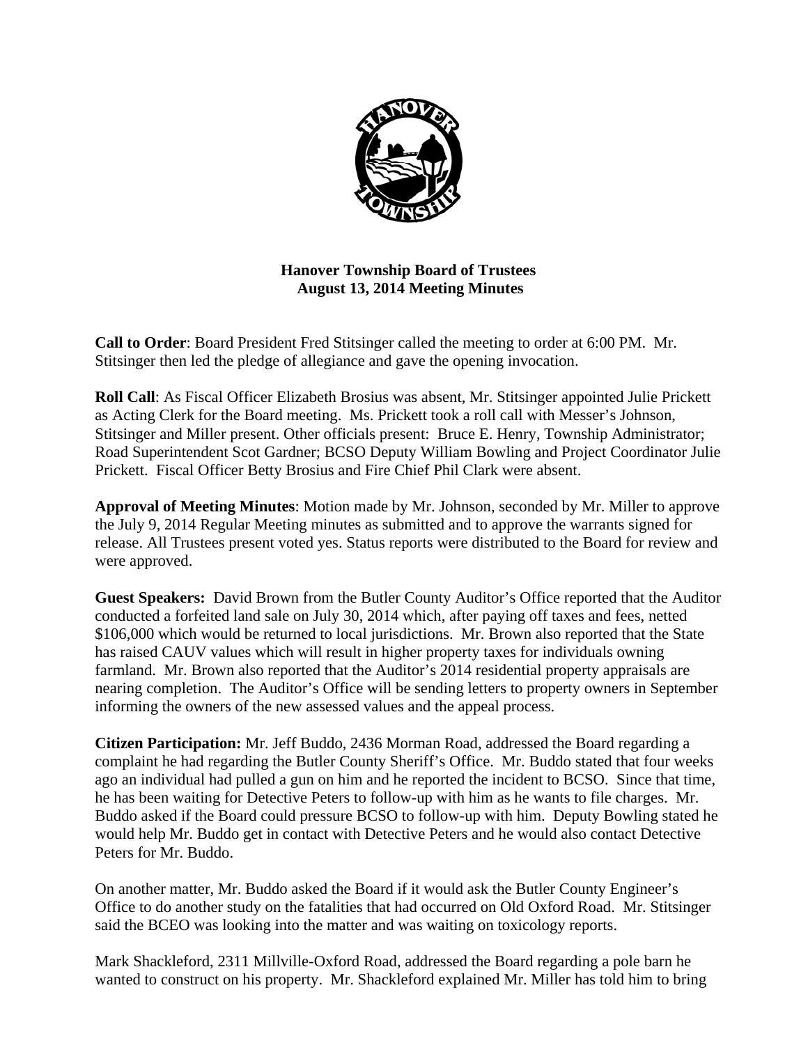# Hanover Township Board of Trustees
## August 13, 2014 Meeting Minutes

**Call to Order**: Board President Fred Stitsinger called the meeting to order at 6:00 PM. Mr. Stitsinger then led the pledge of allegiance and gave the opening invocation.

**Roll Call**: As Fiscal Officer Elizabeth Brosius was absent, Mr. Stitsinger appointed Julie Prickett as Acting Clerk for the Board meeting. Ms. Prickett took a roll call with Messer's Johnson, Stitsinger and Miller present. Other officials present: Bruce E. Henry, Township Administrator; Road Superintendent Scot Gardner; BCSO Deputy William Bowling and Project Coordinator Julie Prickett. Fiscal Officer Betty Brosius and Fire Chief Phil Clark were absent.

**Approval of Meeting Minutes**: Motion made by Mr. Johnson, seconded by Mr. Miller to approve the July 9, 2014 Regular Meeting minutes as submitted and to approve the warrants signed for release. All Trustees present voted yes. Status reports were distributed to the Board for review and were approved.

**Guest Speakers:** David Brown from the Butler County Auditor's Office reported that the Auditor conducted a forfeited land sale on July 30, 2014 which, after paying off taxes and fees, netted $106,000 which would be returned to local jurisdictions. Mr. Brown also reported that the State has raised CAUV values which will result in higher property taxes for individuals owning farmland. Mr. Brown also reported that the Auditor's 2014 residential property appraisals are nearing completion. The Auditor's Office will be sending letters to property owners in September informing the owners of the new assessed values and the appeal process.

**Citizen Participation:** Mr. Jeff Buddo, 2436 Morman Road, addressed the Board regarding a complaint he had regarding the Butler County Sheriff's Office. Mr. Buddo stated that four weeks ago an individual had pulled a gun on him and he reported the incident to BCSO. Since that time, he has been waiting for Detective Peters to follow-up with him as he wants to file charges. Mr. Buddo asked if the Board could pressure BCSO to follow-up with him. Deputy Bowling stated he would help Mr. Buddo get in contact with Detective Peters and he would also contact Detective Peters for Mr. Buddo.

On another matter, Mr. Buddo asked the Board if it would ask the Butler County Engineer's Office to do another study on the fatalities that had occurred on Old Oxford Road. Mr. Stitsinger said the BCEO was looking into the matter and was waiting on toxicology reports.

Mark Shackleford, 2311 Millville-Oxford Road, addressed the Board regarding a pole barn he wanted to construct on his property. Mr. Shackleford explained Mr. Miller has told him to bring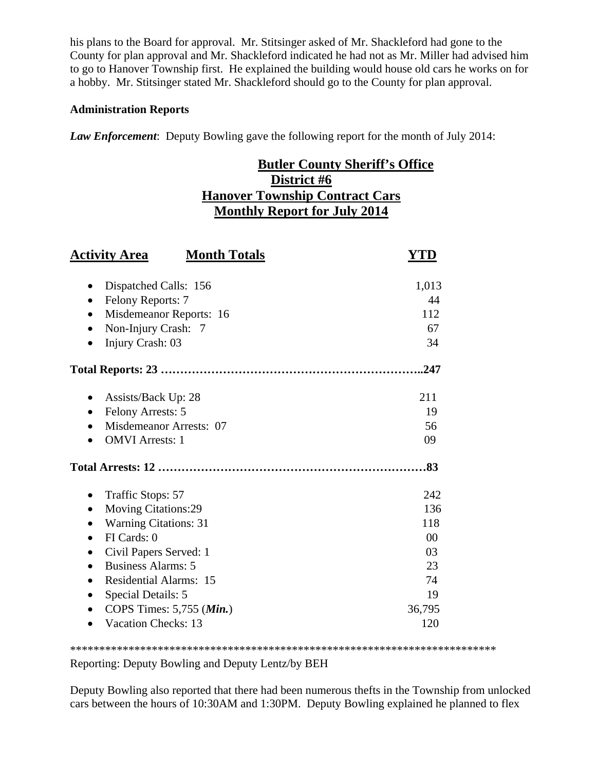his plans to the Board for approval. Mr. Stitsinger asked of Mr. Shackleford had gone to the County for plan approval and Mr. Shackleford indicated he had not as Mr. Miller had advised him to go to Hanover Township first. He explained the building would house old cars he works on for a hobby. Mr. Stitsinger stated Mr. Shackleford should go to the County for plan approval.

**Administration Reports**

***Law Enforcement***: Deputy Bowling gave the following report for the month of July 2014:

**Butler County Sheriff's Office**
**District #6**
**Hanover Township Contract Cars**
**Monthly Report for July 2014**

| Activity Area Month Totals | YTD |
|---|---|
| • Dispatched Calls: 156 | 1,013 |
| • Felony Reports: 7 | 44 |
| • Misdemeanor Reports: 16 | 112 |
| • Non-Injury Crash: 7 | 67 |
| • Injury Crash: 03 | 34 |
| **Total Reports: 23** | **247** |
| • Assists/Back Up: 28 | 211 |
| • Felony Arrests: 5 | 19 |
| • Misdemeanor Arrests: 07 | 56 |
| • OMVI Arrests: 1 | 09 |
| **Total Arrests: 12** | **83** |
| • Traffic Stops: 57 | 242 |
| • Moving Citations:29 | 136 |
| • Warning Citations: 31 | 118 |
| • FI Cards: 0 | 00 |
| • Civil Papers Served: 1 | 03 |
| • Business Alarms: 5 | 23 |
| • Residential Alarms: 15 | 74 |
| • Special Details: 5 | 19 |
| • COPS Times: 5,755 (***Min.***) | 36,795 |
| • Vacation Checks: 13 | 120 |

****************************************************************************

Reporting: Deputy Bowling and Deputy Lentz/by BEH

Deputy Bowling also reported that there had been numerous thefts in the Township from unlocked cars between the hours of 10:30AM and 1:30PM. Deputy Bowling explained he planned to flex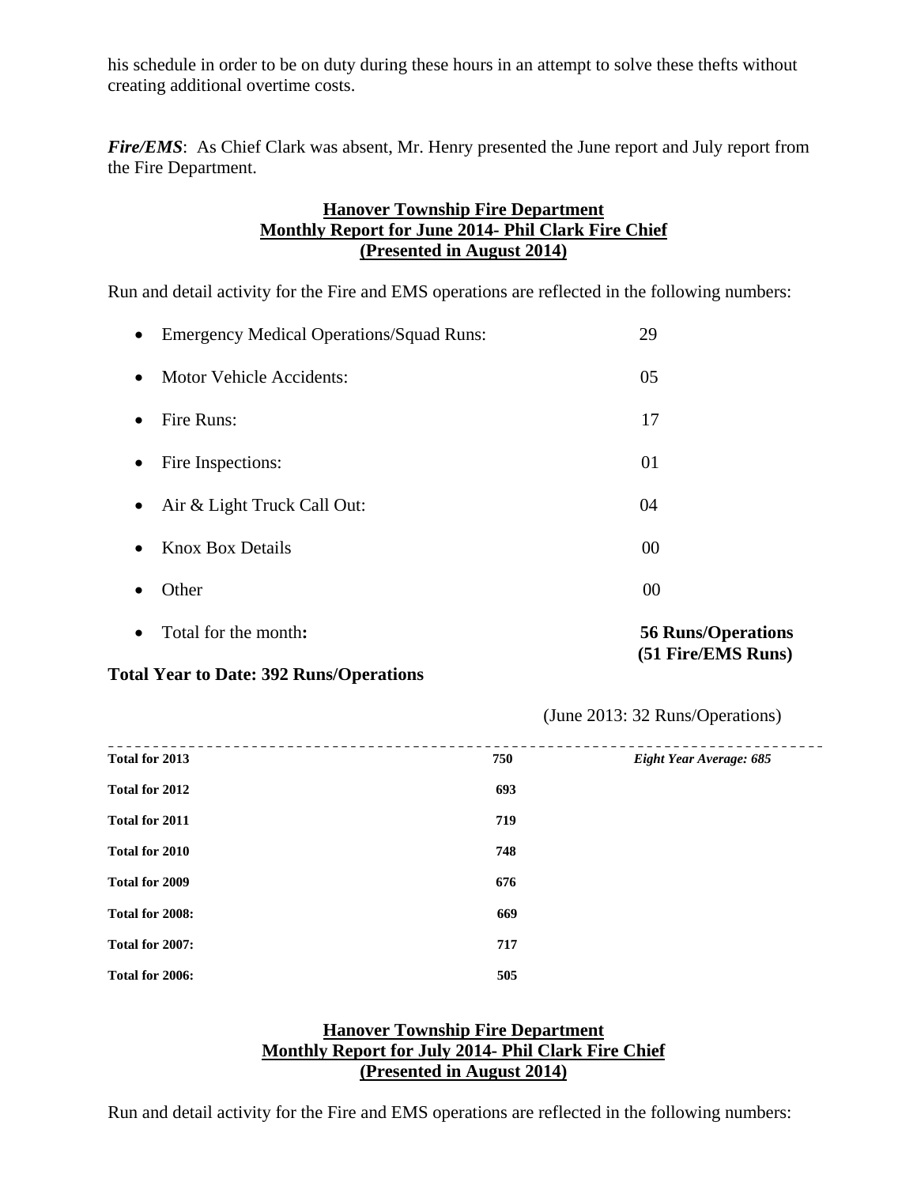his schedule in order to be on duty during these hours in an attempt to solve these thefts without creating additional overtime costs.

***Fire/EMS***: As Chief Clark was absent, Mr. Henry presented the June report and July report from the Fire Department.

**Hanover Township Fire Department**
**Monthly Report for June 2014- Phil Clark Fire Chief**
**(Presented in August 2014)**

Run and detail activity for the Fire and EMS operations are reflected in the following numbers:

- Emergency Medical Operations/Squad Runs: 29
- Motor Vehicle Accidents: 05
- Fire Runs: 17
- Fire Inspections: 01
- Air & Light Truck Call Out: 04
- Knox Box Details 00
- Other 00
- Total for the month**:** **56 Runs/Operations (51 Fire/EMS Runs)**

**Total Year to Date: 392 Runs/Operations**

(June 2013: 32 Runs/Operations)

| | | |
|---|---|---|
| **Total for 2013** | **750** | ***Eight Year Average: 685*** |
| **Total for 2012** | **693** | |
| **Total for 2011** | **719** | |
| **Total for 2010** | **748** | |
| **Total for 2009** | **676** | |
| **Total for 2008:** | **669** | |
| **Total for 2007:** | **717** | |
| **Total for 2006:** | **505** | |

**Hanover Township Fire Department**
**Monthly Report for July 2014- Phil Clark Fire Chief**
**(Presented in August 2014)**

Run and detail activity for the Fire and EMS operations are reflected in the following numbers: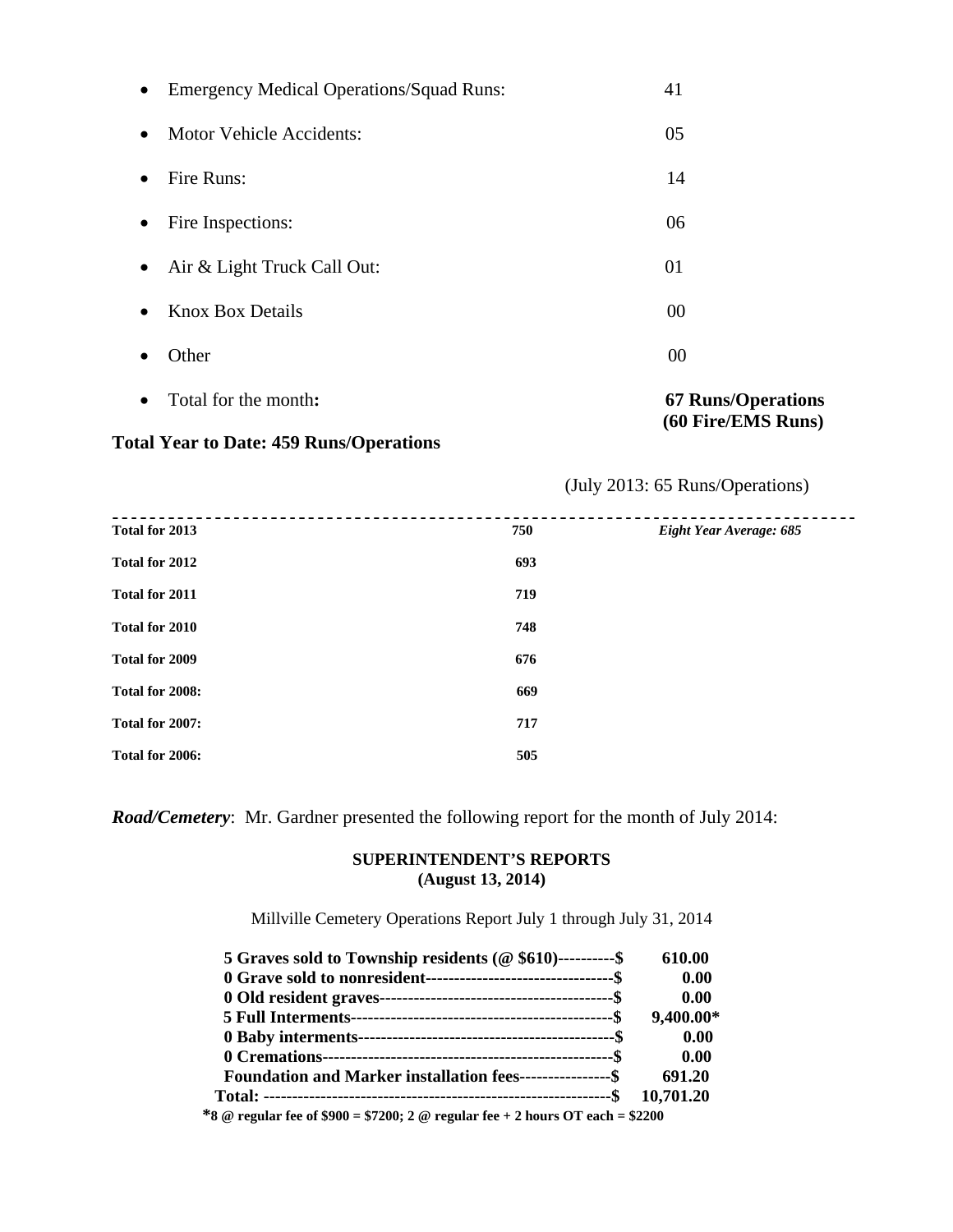- Emergency Medical Operations/Squad Runs: 41
- Motor Vehicle Accidents: 05
- Fire Runs: 14
- Fire Inspections: 06
- Air & Light Truck Call Out: 01
- Knox Box Details 00
- Other 00
- Total for the month**:** **67 Runs/Operations (60 Fire/EMS Runs)**

**Total Year to Date: 459 Runs/Operations**

(July 2013: 65 Runs/Operations)

---

| | | |
|---|---|---|
| **Total for 2013** | **750** | ***Eight Year Average: 685*** |
| **Total for 2012** | **693** | |
| **Total for 2011** | **719** | |
| **Total for 2010** | **748** | |
| **Total for 2009** | **676** | |
| **Total for 2008:** | **669** | |
| **Total for 2007:** | **717** | |
| **Total for 2006:** | **505** | |

***Road/Cemetery***: Mr. Gardner presented the following report for the month of July 2014:

**SUPERINTENDENT'S REPORTS**
**(August 13, 2014)**

Millville Cemetery Operations Report July 1 through July 31, 2014

| | |
|---|---|
| **5 Graves sold to Township residents (@ $610)----------$** | **610.00** |
| **0 Grave sold to nonresident---------------------------------$** | **0.00** |
| **0 Old resident graves-----------------------------------------$** | **0.00** |
| **5 Full Interments----------------------------------------------$** | **9,400.00*** |
| **0 Baby interments--------------------------------------------$** | **0.00** |
| **0 Cremations---------------------------------------------------$** | **0.00** |
| **Foundation and Marker installation fees----------------$** | **691.20** |
| **Total: -------------------------------------------------------------$** | **10,701.20** |

***8 @ regular fee of $900 = $7200; 2 @ regular fee + 2 hours OT each = $2200**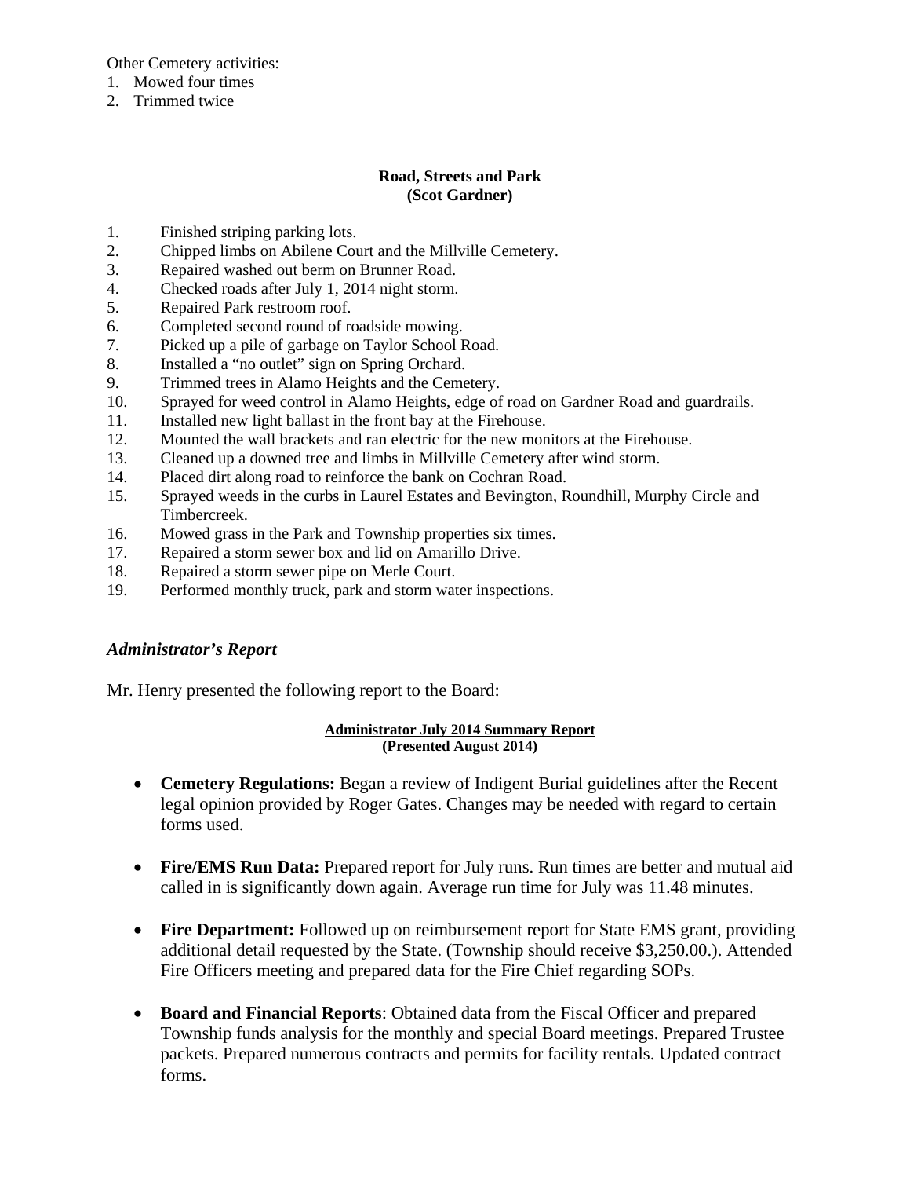Other Cemetery activities:
1. Mowed four times
2. Trimmed twice

**Road, Streets and Park**
**(Scot Gardner)**

1. Finished striping parking lots.
2. Chipped limbs on Abilene Court and the Millville Cemetery.
3. Repaired washed out berm on Brunner Road.
4. Checked roads after July 1, 2014 night storm.
5. Repaired Park restroom roof.
6. Completed second round of roadside mowing.
7. Picked up a pile of garbage on Taylor School Road.
8. Installed a "no outlet" sign on Spring Orchard.
9. Trimmed trees in Alamo Heights and the Cemetery.
10. Sprayed for weed control in Alamo Heights, edge of road on Gardner Road and guardrails.
11. Installed new light ballast in the front bay at the Firehouse.
12. Mounted the wall brackets and ran electric for the new monitors at the Firehouse.
13. Cleaned up a downed tree and limbs in Millville Cemetery after wind storm.
14. Placed dirt along road to reinforce the bank on Cochran Road.
15. Sprayed weeds in the curbs in Laurel Estates and Bevington, Roundhill, Murphy Circle and Timbercreek.
16. Mowed grass in the Park and Township properties six times.
17. Repaired a storm sewer box and lid on Amarillo Drive.
18. Repaired a storm sewer pipe on Merle Court.
19. Performed monthly truck, park and storm water inspections.

### *Administrator's Report*

Mr. Henry presented the following report to the Board:

**Administrator July 2014 Summary Report**
**(Presented August 2014)**

- **Cemetery Regulations:** Began a review of Indigent Burial guidelines after the Recent legal opinion provided by Roger Gates. Changes may be needed with regard to certain forms used.

- **Fire/EMS Run Data:** Prepared report for July runs. Run times are better and mutual aid called in is significantly down again. Average run time for July was 11.48 minutes.

- **Fire Department:** Followed up on reimbursement report for State EMS grant, providing additional detail requested by the State. (Township should receive $3,250.00.). Attended Fire Officers meeting and prepared data for the Fire Chief regarding SOPs.

- **Board and Financial Reports**: Obtained data from the Fiscal Officer and prepared Township funds analysis for the monthly and special Board meetings. Prepared Trustee packets. Prepared numerous contracts and permits for facility rentals. Updated contract forms.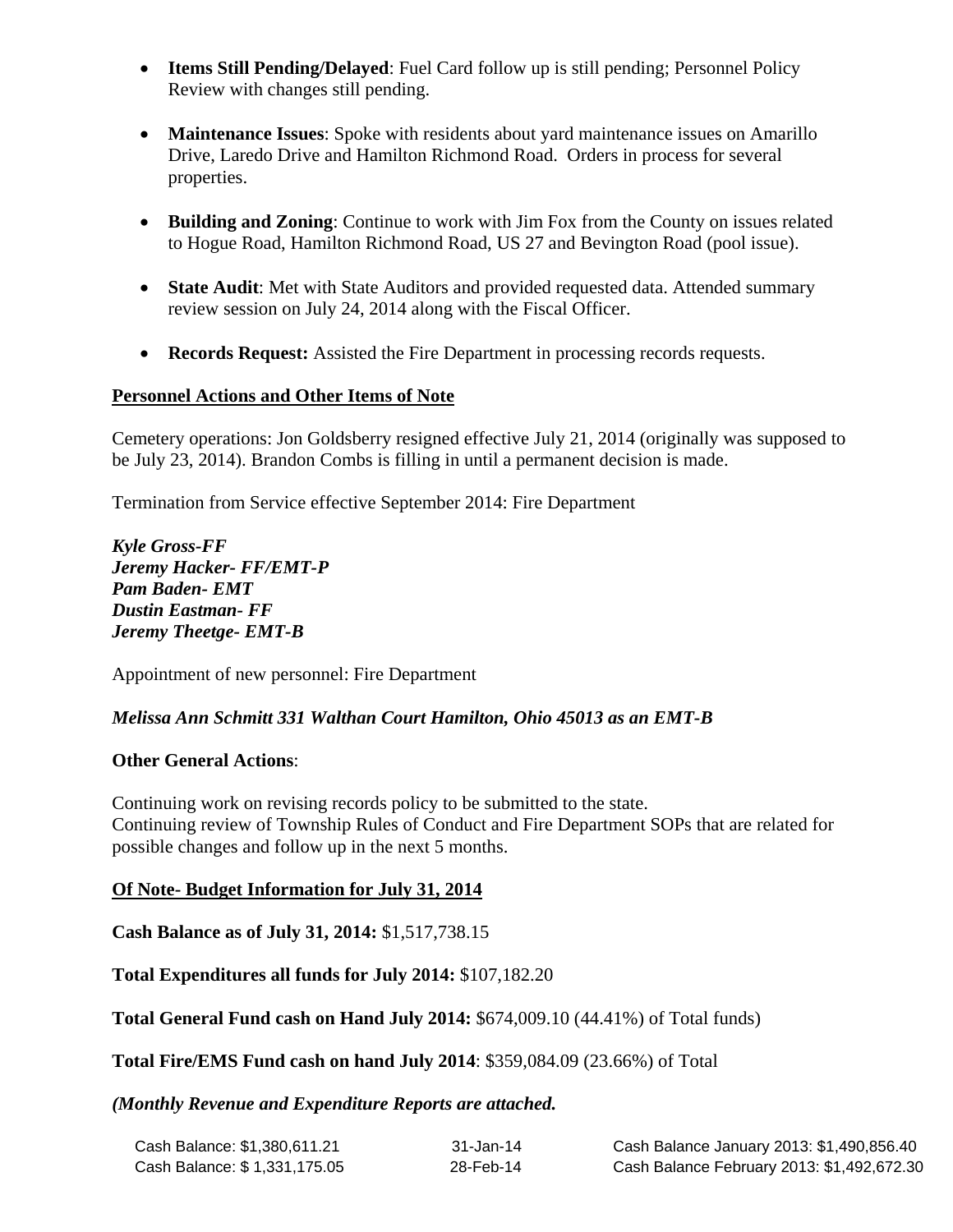- **Items Still Pending/Delayed**: Fuel Card follow up is still pending; Personnel Policy Review with changes still pending.

- **Maintenance Issues**: Spoke with residents about yard maintenance issues on Amarillo Drive, Laredo Drive and Hamilton Richmond Road. Orders in process for several properties.

- **Building and Zoning**: Continue to work with Jim Fox from the County on issues related to Hogue Road, Hamilton Richmond Road, US 27 and Bevington Road (pool issue).

- **State Audit**: Met with State Auditors and provided requested data. Attended summary review session on July 24, 2014 along with the Fiscal Officer.

- **Records Request:** Assisted the Fire Department in processing records requests.

## Personnel Actions and Other Items of Note

Cemetery operations: Jon Goldsberry resigned effective July 21, 2014 (originally was supposed to be July 23, 2014). Brandon Combs is filling in until a permanent decision is made.

Termination from Service effective September 2014: Fire Department

***Kyle Gross-FF***
***Jeremy Hacker- FF/EMT-P***
***Pam Baden- EMT***
***Dustin Eastman- FF***
***Jeremy Theetge- EMT-B***

Appointment of new personnel: Fire Department

***Melissa Ann Schmitt 331 Walthan Court Hamilton, Ohio 45013 as an EMT-B***

**Other General Actions**:

Continuing work on revising records policy to be submitted to the state.
Continuing review of Township Rules of Conduct and Fire Department SOPs that are related for possible changes and follow up in the next 5 months.

## Of Note- Budget Information for July 31, 2014

**Cash Balance as of July 31, 2014:** $1,517,738.15

**Total Expenditures all funds for July 2014:** $107,182.20

**Total General Fund cash on Hand July 2014:** $674,009.10 (44.41%) of Total funds)

**Total Fire/EMS Fund cash on hand July 2014**: $359,084.09 (23.66%) of Total

***(Monthly Revenue and Expenditure Reports are attached.***

| | | |
|---|---|---|
| Cash Balance: $1,380,611.21 | 31-Jan-14 | Cash Balance January 2013: $1,490,856.40 |
| Cash Balance: $ 1,331,175.05 | 28-Feb-14 | Cash Balance February 2013: $1,492,672.30 |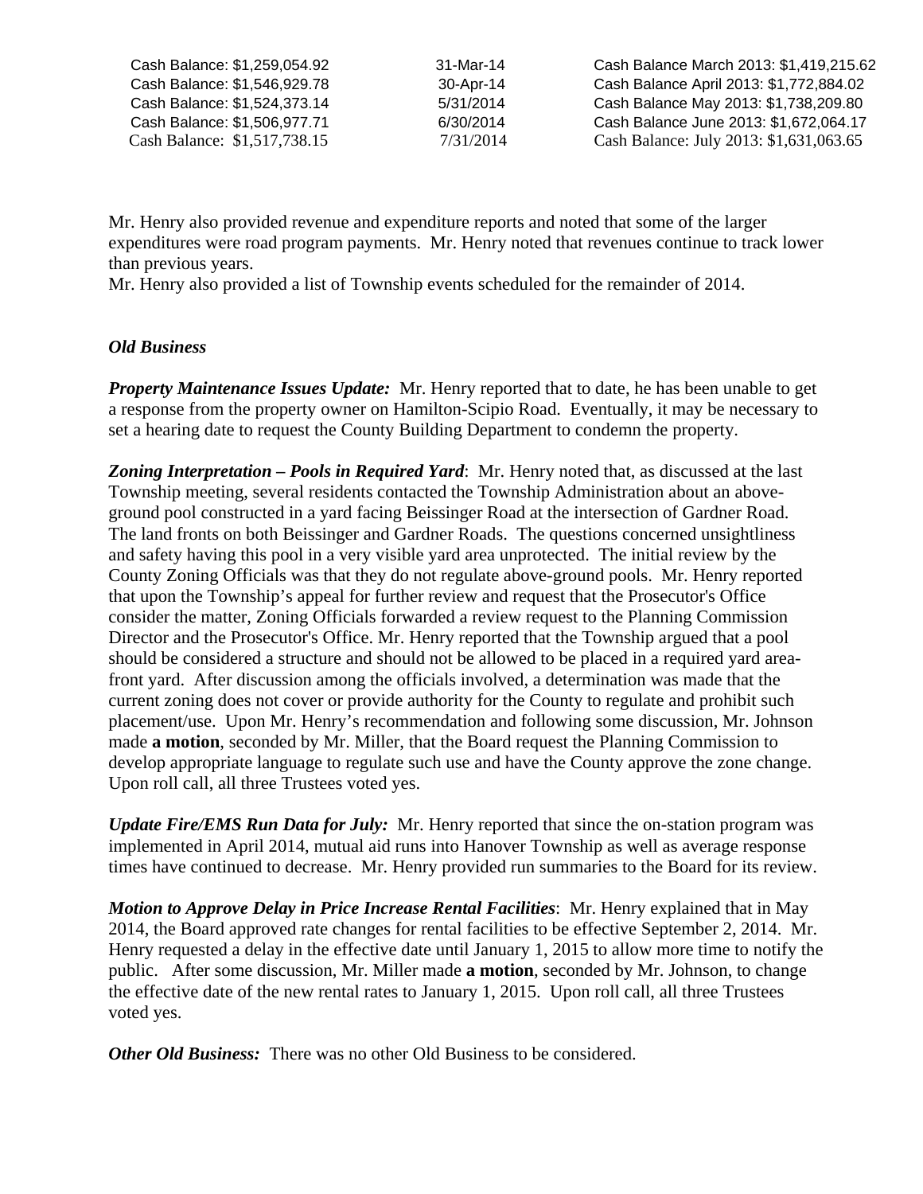| | | |
|---|---|---|
| Cash Balance: $1,259,054.92 | 31-Mar-14 | Cash Balance March 2013: $1,419,215.62 |
| Cash Balance: $1,546,929.78 | 30-Apr-14 | Cash Balance April 2013: $1,772,884.02 |
| Cash Balance: $1,524,373.14 | 5/31/2014 | Cash Balance May 2013: $1,738,209.80 |
| Cash Balance: $1,506,977.71 | 6/30/2014 | Cash Balance June 2013: $1,672,064.17 |
| Cash Balance: $1,517,738.15 | 7/31/2014 | Cash Balance: July 2013: $1,631,063.65 |

Mr. Henry also provided revenue and expenditure reports and noted that some of the larger expenditures were road program payments. Mr. Henry noted that revenues continue to track lower than previous years.
Mr. Henry also provided a list of Township events scheduled for the remainder of 2014.

***Old Business***

***Property Maintenance Issues Update:*** Mr. Henry reported that to date, he has been unable to get a response from the property owner on Hamilton-Scipio Road. Eventually, it may be necessary to set a hearing date to request the County Building Department to condemn the property.

***Zoning Interpretation – Pools in Required Yard***: Mr. Henry noted that, as discussed at the last Township meeting, several residents contacted the Township Administration about an above-ground pool constructed in a yard facing Beissinger Road at the intersection of Gardner Road. The land fronts on both Beissinger and Gardner Roads. The questions concerned unsightliness and safety having this pool in a very visible yard area unprotected. The initial review by the County Zoning Officials was that they do not regulate above-ground pools. Mr. Henry reported that upon the Township's appeal for further review and request that the Prosecutor's Office consider the matter, Zoning Officials forwarded a review request to the Planning Commission Director and the Prosecutor's Office. Mr. Henry reported that the Township argued that a pool should be considered a structure and should not be allowed to be placed in a required yard area-front yard. After discussion among the officials involved, a determination was made that the current zoning does not cover or provide authority for the County to regulate and prohibit such placement/use. Upon Mr. Henry's recommendation and following some discussion, Mr. Johnson made **a motion**, seconded by Mr. Miller, that the Board request the Planning Commission to develop appropriate language to regulate such use and have the County approve the zone change. Upon roll call, all three Trustees voted yes.

***Update Fire/EMS Run Data for July:*** Mr. Henry reported that since the on-station program was implemented in April 2014, mutual aid runs into Hanover Township as well as average response times have continued to decrease. Mr. Henry provided run summaries to the Board for its review.

***Motion to Approve Delay in Price Increase Rental Facilities***: Mr. Henry explained that in May 2014, the Board approved rate changes for rental facilities to be effective September 2, 2014. Mr. Henry requested a delay in the effective date until January 1, 2015 to allow more time to notify the public. After some discussion, Mr. Miller made **a motion**, seconded by Mr. Johnson, to change the effective date of the new rental rates to January 1, 2015. Upon roll call, all three Trustees voted yes.

***Other Old Business:*** There was no other Old Business to be considered.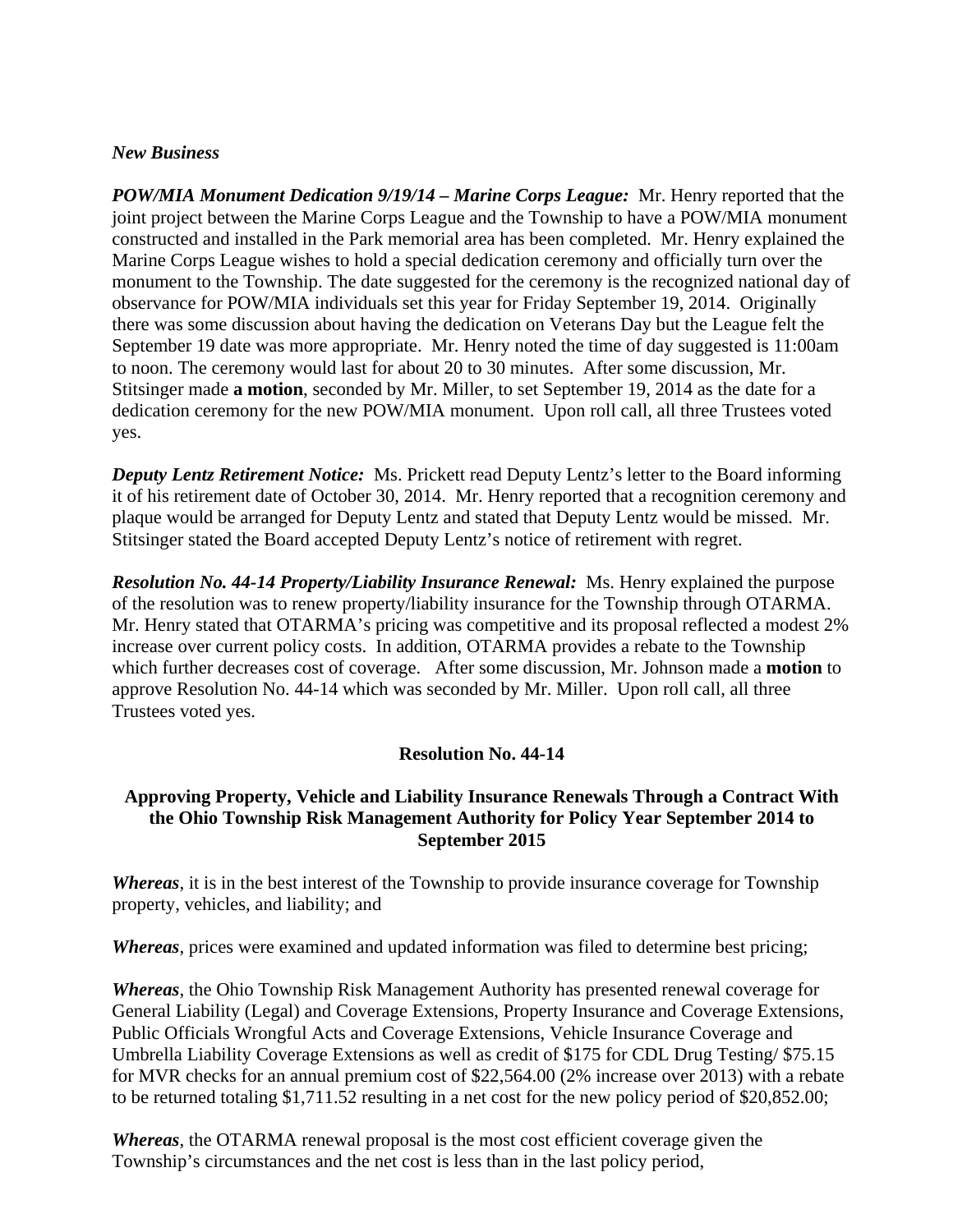***New Business***

***POW/MIA Monument Dedication 9/19/14 – Marine Corps League:*** Mr. Henry reported that the joint project between the Marine Corps League and the Township to have a POW/MIA monument constructed and installed in the Park memorial area has been completed. Mr. Henry explained the Marine Corps League wishes to hold a special dedication ceremony and officially turn over the monument to the Township. The date suggested for the ceremony is the recognized national day of observance for POW/MIA individuals set this year for Friday September 19, 2014. Originally there was some discussion about having the dedication on Veterans Day but the League felt the September 19 date was more appropriate. Mr. Henry noted the time of day suggested is 11:00am to noon. The ceremony would last for about 20 to 30 minutes. After some discussion, Mr. Stitsinger made **a motion**, seconded by Mr. Miller, to set September 19, 2014 as the date for a dedication ceremony for the new POW/MIA monument. Upon roll call, all three Trustees voted yes.

***Deputy Lentz Retirement Notice:*** Ms. Prickett read Deputy Lentz's letter to the Board informing it of his retirement date of October 30, 2014. Mr. Henry reported that a recognition ceremony and plaque would be arranged for Deputy Lentz and stated that Deputy Lentz would be missed. Mr. Stitsinger stated the Board accepted Deputy Lentz's notice of retirement with regret.

***Resolution No. 44-14 Property/Liability Insurance Renewal:*** Ms. Henry explained the purpose of the resolution was to renew property/liability insurance for the Township through OTARMA. Mr. Henry stated that OTARMA's pricing was competitive and its proposal reflected a modest 2% increase over current policy costs. In addition, OTARMA provides a rebate to the Township which further decreases cost of coverage. After some discussion, Mr. Johnson made a **motion** to approve Resolution No. 44-14 which was seconded by Mr. Miller. Upon roll call, all three Trustees voted yes.

**Resolution No. 44-14**

**Approving Property, Vehicle and Liability Insurance Renewals Through a Contract With the Ohio Township Risk Management Authority for Policy Year September 2014 to September 2015**

***Whereas***, it is in the best interest of the Township to provide insurance coverage for Township property, vehicles, and liability; and

***Whereas***, prices were examined and updated information was filed to determine best pricing;

***Whereas***, the Ohio Township Risk Management Authority has presented renewal coverage for General Liability (Legal) and Coverage Extensions, Property Insurance and Coverage Extensions, Public Officials Wrongful Acts and Coverage Extensions, Vehicle Insurance Coverage and Umbrella Liability Coverage Extensions as well as credit of $175 for CDL Drug Testing/ $75.15 for MVR checks for an annual premium cost of $22,564.00 (2% increase over 2013) with a rebate to be returned totaling $1,711.52 resulting in a net cost for the new policy period of $20,852.00;

***Whereas***, the OTARMA renewal proposal is the most cost efficient coverage given the Township's circumstances and the net cost is less than in the last policy period,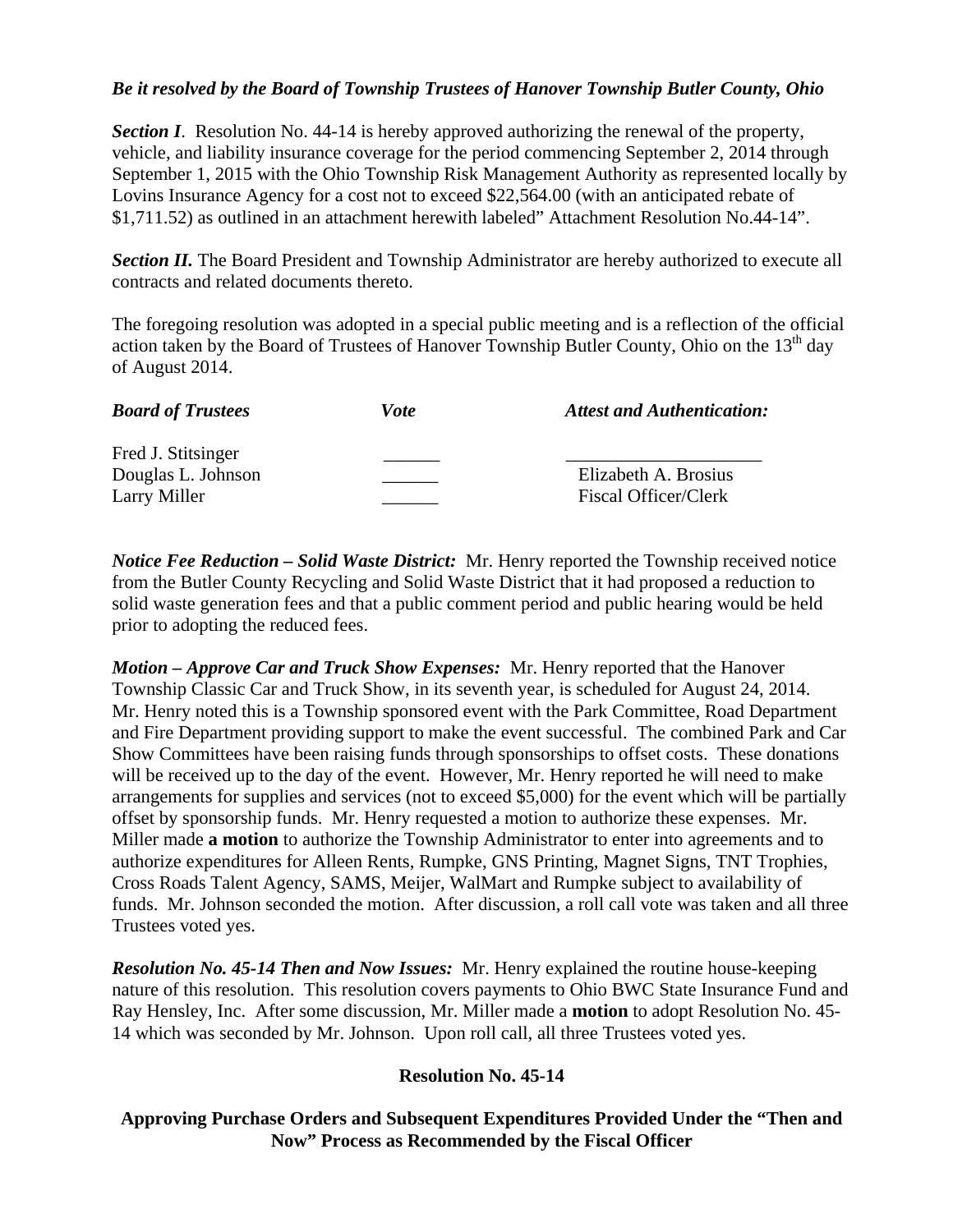***Be it resolved by the Board of Township Trustees of Hanover Township Butler County, Ohio***

***Section I***. Resolution No. 44-14 is hereby approved authorizing the renewal of the property, vehicle, and liability insurance coverage for the period commencing September 2, 2014 through September 1, 2015 with the Ohio Township Risk Management Authority as represented locally by Lovins Insurance Agency for a cost not to exceed $22,564.00 (with an anticipated rebate of $1,711.52) as outlined in an attachment herewith labeled" Attachment Resolution No.44-14".

***Section II.*** The Board President and Township Administrator are hereby authorized to execute all contracts and related documents thereto.

The foregoing resolution was adopted in a special public meeting and is a reflection of the official action taken by the Board of Trustees of Hanover Township Butler County, Ohio on the 13th day of August 2014.

| ***Board of Trustees*** | ***Vote*** | ***Attest and Authentication:*** |
|---|---|---|
| Fred J. Stitsinger | ______ | ____________________ |
| Douglas L. Johnson | ______ | Elizabeth A. Brosius |
| Larry Miller | ______ | Fiscal Officer/Clerk |

***Notice Fee Reduction – Solid Waste District:*** Mr. Henry reported the Township received notice from the Butler County Recycling and Solid Waste District that it had proposed a reduction to solid waste generation fees and that a public comment period and public hearing would be held prior to adopting the reduced fees.

***Motion – Approve Car and Truck Show Expenses:*** Mr. Henry reported that the Hanover Township Classic Car and Truck Show, in its seventh year, is scheduled for August 24, 2014. Mr. Henry noted this is a Township sponsored event with the Park Committee, Road Department and Fire Department providing support to make the event successful. The combined Park and Car Show Committees have been raising funds through sponsorships to offset costs. These donations will be received up to the day of the event. However, Mr. Henry reported he will need to make arrangements for supplies and services (not to exceed $5,000) for the event which will be partially offset by sponsorship funds. Mr. Henry requested a motion to authorize these expenses. Mr. Miller made **a motion** to authorize the Township Administrator to enter into agreements and to authorize expenditures for Alleen Rents, Rumpke, GNS Printing, Magnet Signs, TNT Trophies, Cross Roads Talent Agency, SAMS, Meijer, WalMart and Rumpke subject to availability of funds. Mr. Johnson seconded the motion. After discussion, a roll call vote was taken and all three Trustees voted yes.

***Resolution No. 45-14 Then and Now Issues:*** Mr. Henry explained the routine house-keeping nature of this resolution. This resolution covers payments to Ohio BWC State Insurance Fund and Ray Hensley, Inc. After some discussion, Mr. Miller made a **motion** to adopt Resolution No. 45-14 which was seconded by Mr. Johnson. Upon roll call, all three Trustees voted yes.

**Resolution No. 45-14**

**Approving Purchase Orders and Subsequent Expenditures Provided Under the "Then and Now" Process as Recommended by the Fiscal Officer**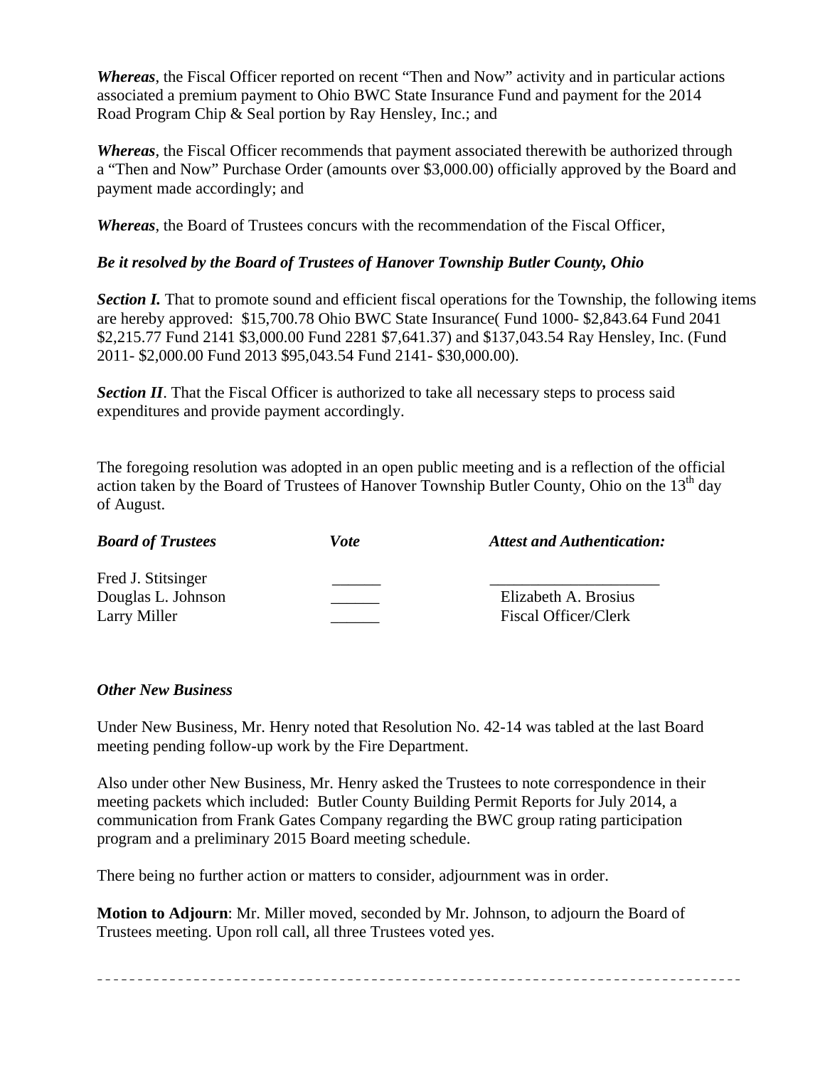***Whereas***, the Fiscal Officer reported on recent "Then and Now" activity and in particular actions associated a premium payment to Ohio BWC State Insurance Fund and payment for the 2014 Road Program Chip & Seal portion by Ray Hensley, Inc.; and

***Whereas***, the Fiscal Officer recommends that payment associated therewith be authorized through a "Then and Now" Purchase Order (amounts over $3,000.00) officially approved by the Board and payment made accordingly; and

***Whereas***, the Board of Trustees concurs with the recommendation of the Fiscal Officer,

***Be it resolved by the Board of Trustees of Hanover Township Butler County, Ohio***

***Section I.*** That to promote sound and efficient fiscal operations for the Township, the following items are hereby approved: $15,700.78 Ohio BWC State Insurance( Fund 1000- $2,843.64 Fund 2041 $2,215.77 Fund 2141 $3,000.00 Fund 2281 $7,641.37) and $137,043.54 Ray Hensley, Inc. (Fund 2011- $2,000.00 Fund 2013 $95,043.54 Fund 2141- $30,000.00).

***Section II***. That the Fiscal Officer is authorized to take all necessary steps to process said expenditures and provide payment accordingly.

The foregoing resolution was adopted in an open public meeting and is a reflection of the official action taken by the Board of Trustees of Hanover Township Butler County, Ohio on the 13th day of August.

| ***Board of Trustees*** | ***Vote*** | ***Attest and Authentication:*** |
|---|---|---|
| Fred J. Stitsinger | ______ | ____________________ |
| Douglas L. Johnson | ______ | Elizabeth A. Brosius |
| Larry Miller | ______ | Fiscal Officer/Clerk |

***Other New Business***

Under New Business, Mr. Henry noted that Resolution No. 42-14 was tabled at the last Board meeting pending follow-up work by the Fire Department.

Also under other New Business, Mr. Henry asked the Trustees to note correspondence in their meeting packets which included: Butler County Building Permit Reports for July 2014, a communication from Frank Gates Company regarding the BWC group rating participation program and a preliminary 2015 Board meeting schedule.

There being no further action or matters to consider, adjournment was in order.

**Motion to Adjourn**: Mr. Miller moved, seconded by Mr. Johnson, to adjourn the Board of Trustees meeting. Upon roll call, all three Trustees voted yes.

- - - - - - - - - - - - - - - - - - - - - - - - - - - - - - - - - - - - - - - - - - - - - - - - - - - - - - - - - - - - - - - - - - - - - - - - - - - - - - - -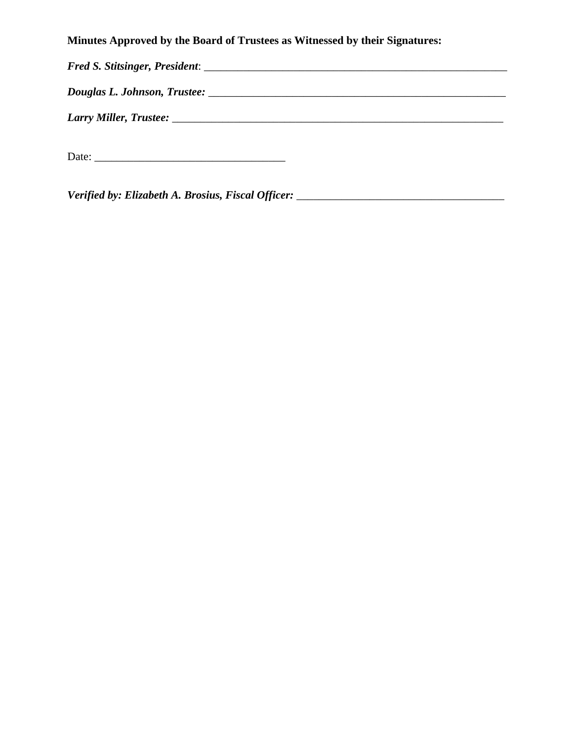**Minutes Approved by the Board of Trustees as Witnessed by their Signatures:**

***Fred S. Stitsinger, President***: ___________________________________________________________

***Douglas L. Johnson, Trustee:*** ___________________________________________________________

***Larry Miller, Trustee:*** _________________________________________________________________

Date: __________________________________

***Verified by: Elizabeth A. Brosius, Fiscal Officer:*** _____________________________________